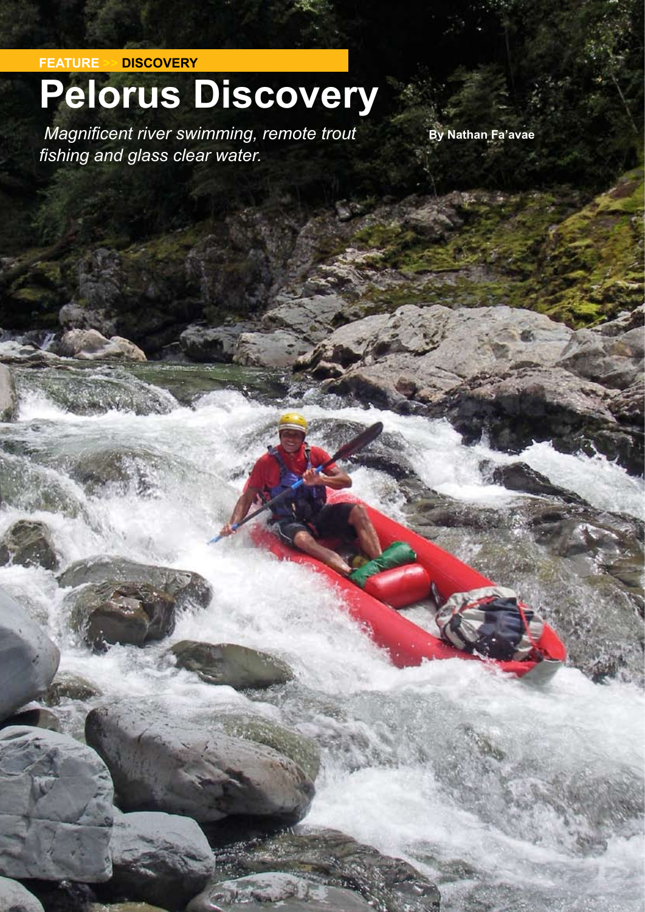FEATURE >> DISCOVERY

# Pelorus Discovery

*Magnificent river swimming, remote trout fishing and glass clear water.*

**By Nathan Fa'avae**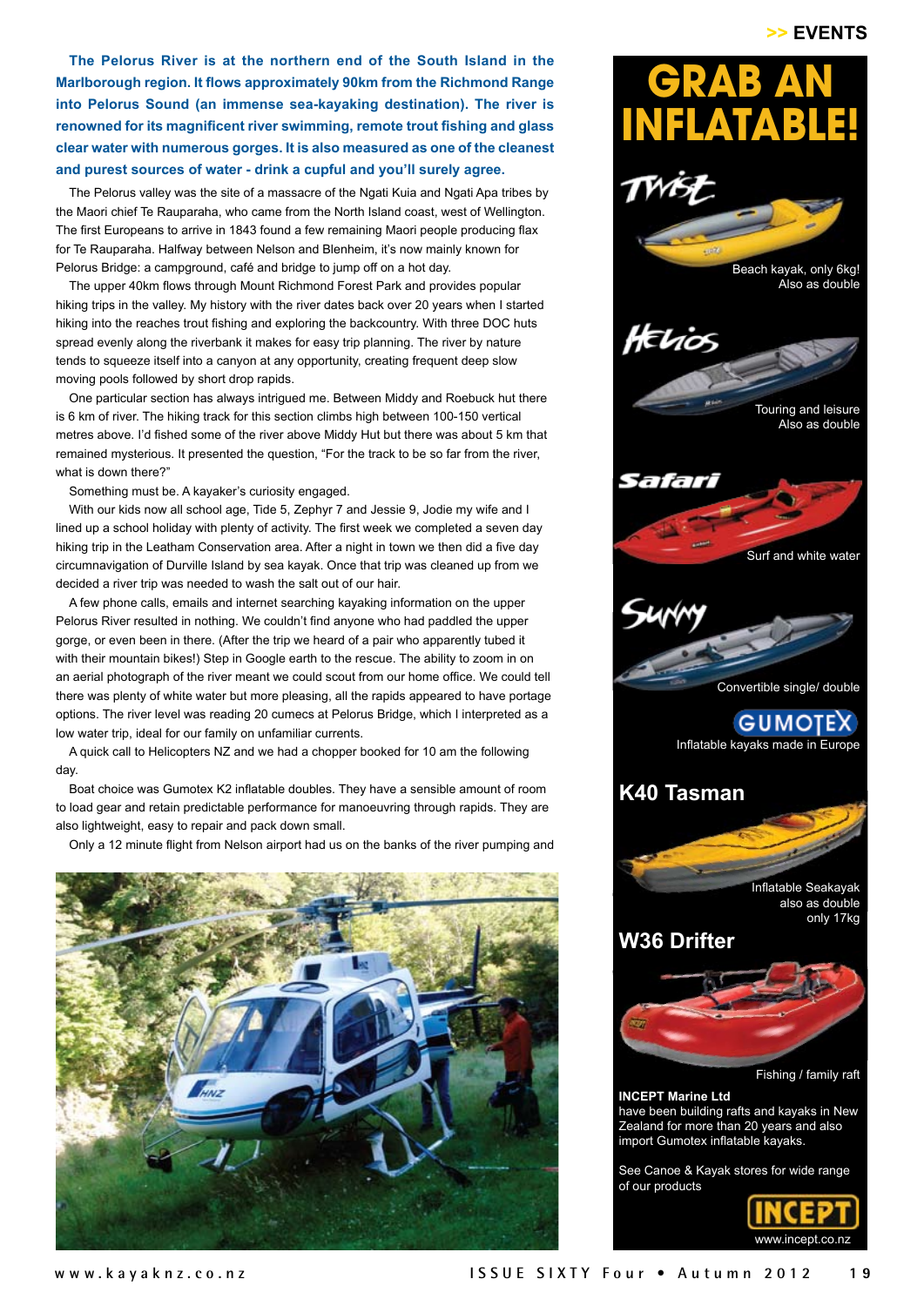**The Pelorus River is at the northern end of the South Island in the Marlborough region. It flows approximately 90km from the Richmond Range into Pelorus Sound (an immense sea-kayaking destination). The river is renowned for its magnificent river swimming, remote trout fishing and glass clear water with numerous gorges. It is also measured as one of the cleanest and purest sources of water - drink a cupful and you'll surely agree.**

The Pelorus valley was the site of a massacre of the Ngati Kuia and Ngati Apa tribes by the Maori chief Te Rauparaha, who came from the North Island coast, west of Wellington. The first Europeans to arrive in 1843 found a few remaining Maori people producing flax for Te Rauparaha. Halfway between Nelson and Blenheim, it's now mainly known for Pelorus Bridge: a campground, café and bridge to jump off on a hot day.

The upper 40km flows through Mount Richmond Forest Park and provides popular hiking trips in the valley. My history with the river dates back over 20 years when I started hiking into the reaches trout fishing and exploring the backcountry. With three DOC huts spread evenly along the riverbank it makes for easy trip planning. The river by nature tends to squeeze itself into a canyon at any opportunity, creating frequent deep slow moving pools followed by short drop rapids.

One particular section has always intrigued me. Between Middy and Roebuck hut there is 6 km of river. The hiking track for this section climbs high between 100-150 vertical metres above. I'd fished some of the river above Middy Hut but there was about 5 km that remained mysterious. It presented the question, "For the track to be so far from the river, what is down there?"

Something must be. A kayaker's curiosity engaged.

With our kids now all school age, Tide 5, Zephyr 7 and Jessie 9, Jodie my wife and I lined up a school holiday with plenty of activity. The first week we completed a seven day hiking trip in the Leatham Conservation area. After a night in town we then did a five day circumnavigation of Durville Island by sea kayak. Once that trip was cleaned up from we decided a river trip was needed to wash the salt out of our hair.

A few phone calls, emails and internet searching kayaking information on the upper Pelorus River resulted in nothing. We couldn't find anyone who had paddled the upper gorge, or even been in there. (After the trip we heard of a pair who apparently tubed it with their mountain bikes!) Step in Google earth to the rescue. The ability to zoom in on an aerial photograph of the river meant we could scout from our home office. We could tell there was plenty of white water but more pleasing, all the rapids appeared to have portage options. The river level was reading 20 cumecs at Pelorus Bridge, which I interpreted as a low water trip, ideal for our family on unfamiliar currents.

A quick call to Helicopters NZ and we had a chopper booked for 10 am the following day.

Boat choice was Gumotex K2 inflatable doubles. They have a sensible amount of room to load gear and retain predictable performance for manoeuvring through rapids. They are also lightweight, easy to repair and pack down small.

Only a 12 minute flight from Nelson airport had us on the banks of the river pumping and

# GRAB AN INFLATABLE!

**Twist** – Beach kayak, only 6kg! Also as double

**Helios** – Touring and leisure. Also as double

**Safari** – Surf and white water

**Sunny** – Convertible single/ double

GUMOTEX – Inflatable kayaks made in Europe

**K40 Tasman** – Inflatable Seakayak also as double only 17kg

**W36 Drifter** – Fishing / family raft

**INCEPT Marine Ltd** have been building rafts and kayaks in New Zealand for more than 20 years and also import Gumotex inflatable kayaks.

See Canoe & Kayak stores for wide range of our products

INCEPT
www.incept.co.nz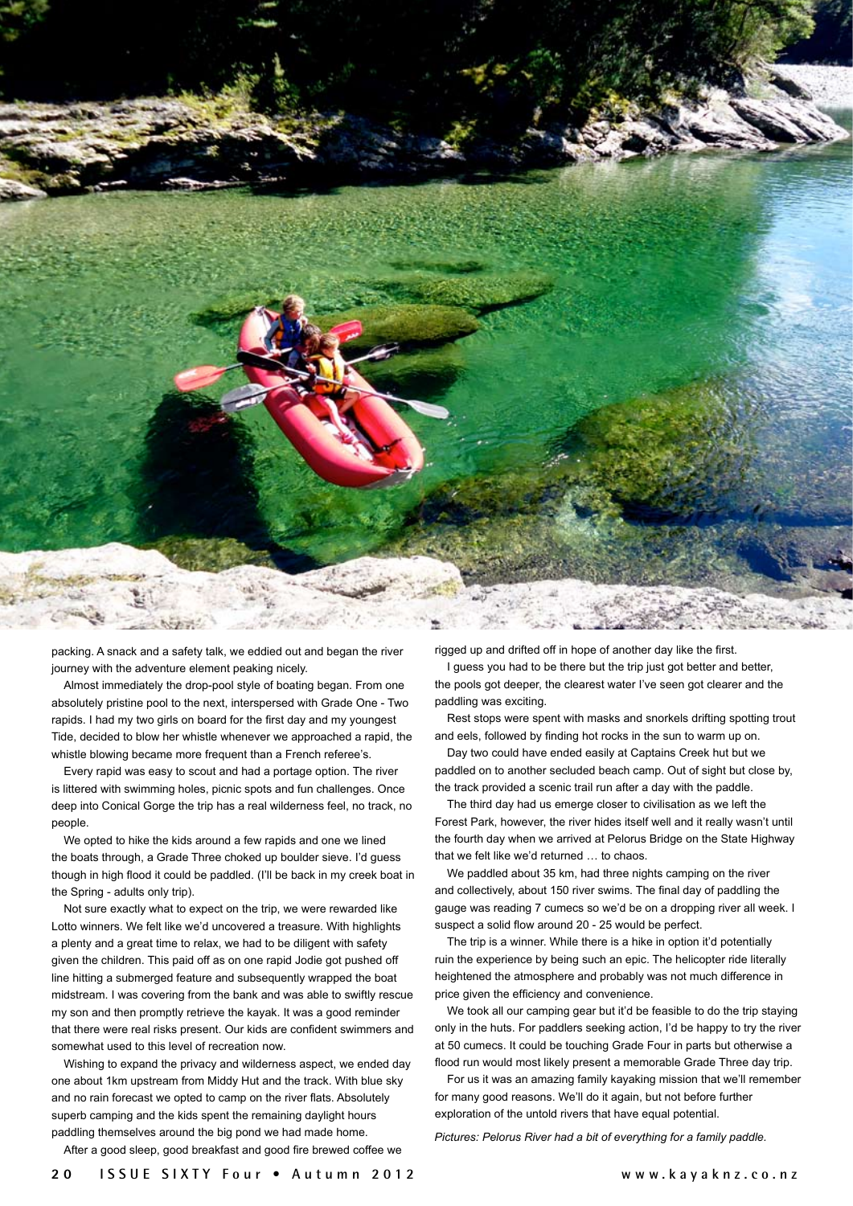packing. A snack and a safety talk, we eddied out and began the river journey with the adventure element peaking nicely.

Almost immediately the drop-pool style of boating began. From one absolutely pristine pool to the next, interspersed with Grade One - Two rapids. I had my two girls on board for the first day and my youngest Tide, decided to blow her whistle whenever we approached a rapid, the whistle blowing became more frequent than a French referee's.

Every rapid was easy to scout and had a portage option. The river is littered with swimming holes, picnic spots and fun challenges. Once deep into Conical Gorge the trip has a real wilderness feel, no track, no people.

We opted to hike the kids around a few rapids and one we lined the boats through, a Grade Three choked up boulder sieve. I'd guess though in high flood it could be paddled. (I'll be back in my creek boat in the Spring - adults only trip).

Not sure exactly what to expect on the trip, we were rewarded like Lotto winners. We felt like we'd uncovered a treasure. With highlights a plenty and a great time to relax, we had to be diligent with safety given the children. This paid off as on one rapid Jodie got pushed off line hitting a submerged feature and subsequently wrapped the boat midstream. I was covering from the bank and was able to swiftly rescue my son and then promptly retrieve the kayak. It was a good reminder that there were real risks present. Our kids are confident swimmers and somewhat used to this level of recreation now.

Wishing to expand the privacy and wilderness aspect, we ended day one about 1km upstream from Middy Hut and the track. With blue sky and no rain forecast we opted to camp on the river flats. Absolutely superb camping and the kids spent the remaining daylight hours paddling themselves around the big pond we had made home.

After a good sleep, good breakfast and good fire brewed coffee we rigged up and drifted off in hope of another day like the first.

I guess you had to be there but the trip just got better and better, the pools got deeper, the clearest water I've seen got clearer and the paddling was exciting.

Rest stops were spent with masks and snorkels drifting spotting trout and eels, followed by finding hot rocks in the sun to warm up on.

Day two could have ended easily at Captains Creek hut but we paddled on to another secluded beach camp. Out of sight but close by, the track provided a scenic trail run after a day with the paddle.

The third day had us emerge closer to civilisation as we left the Forest Park, however, the river hides itself well and it really wasn't until the fourth day when we arrived at Pelorus Bridge on the State Highway that we felt like we'd returned … to chaos.

We paddled about 35 km, had three nights camping on the river and collectively, about 150 river swims. The final day of paddling the gauge was reading 7 cumecs so we'd be on a dropping river all week. I suspect a solid flow around 20 - 25 would be perfect.

The trip is a winner. While there is a hike in option it'd potentially ruin the experience by being such an epic. The helicopter ride literally heightened the atmosphere and probably was not much difference in price given the efficiency and convenience.

We took all our camping gear but it'd be feasible to do the trip staying only in the huts. For paddlers seeking action, I'd be happy to try the river at 50 cumecs. It could be touching Grade Four in parts but otherwise a flood run would most likely present a memorable Grade Three day trip.

For us it was an amazing family kayaking mission that we'll remember for many good reasons. We'll do it again, but not before further exploration of the untold rivers that have equal potential.

*Pictures: Pelorus River had a bit of everything for a family paddle.*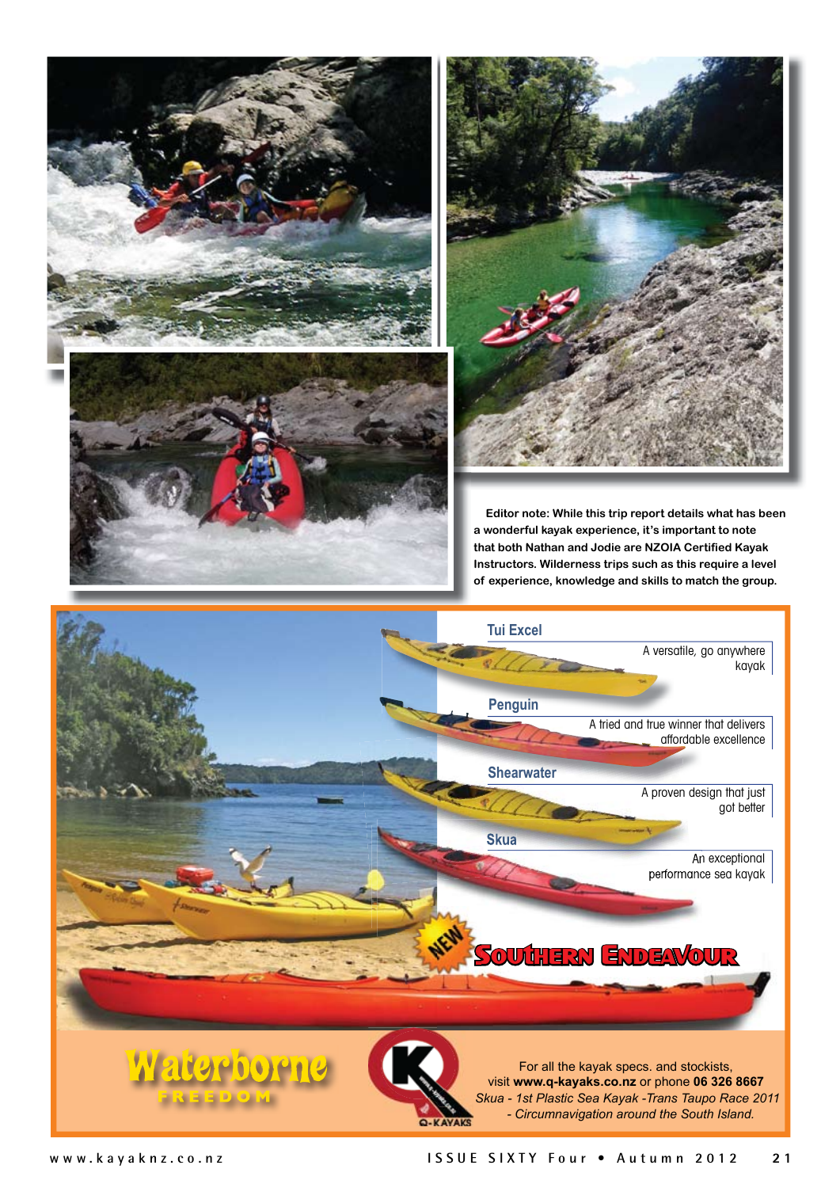**Editor note: While this trip report details what has been a wonderful kayak experience, it's important to note that both Nathan and Jodie are NZOIA Certified Kayak Instructors. Wilderness trips such as this require a level of experience, knowledge and skills to match the group.**

**Tui Excel**

A versatile, go anywhere kayak

**Penguin**

A tried and true winner that delivers affordable excellence

**Shearwater**

A proven design that just got better

**Skua**

An exceptional performance sea kayak

NEW

**SOUTHERN ENDEAVOUR**

Waterborne FREEDOM

Q-KAYAKS

For all the kayak specs. and stockists, visit **www.q-kayaks.co.nz** or phone **06 326 8667**

*Skua - 1st Plastic Sea Kayak -Trans Taupo Race 2011*
*- Circumnavigation around the South Island.*